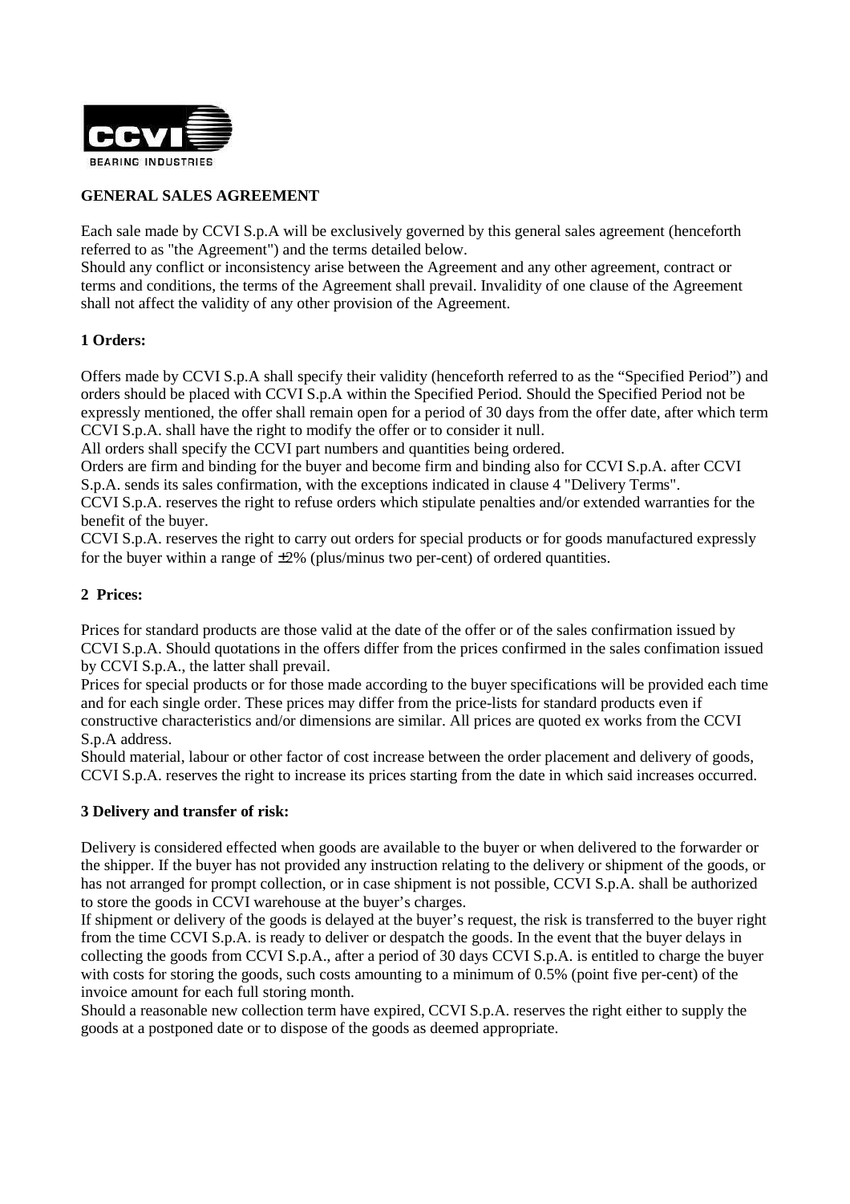# GENERAL SALES AGREEMENT

Each sale made by CCVI S.p.A will be exclusively governed by this general sales agreement (henceforth referred to as "the Agreement") and the terms detailed below.
Should any conflict or inconsistency arise between the Agreement and any other agreement, contract or terms and conditions, the terms of the Agreement shall prevail. Invalidity of one clause of the Agreement shall not affect the validity of any other provision of the Agreement.

## 1 Orders:

Offers made by CCVI S.p.A shall specify their validity (henceforth referred to as the "Specified Period") and orders should be placed with CCVI S.p.A within the Specified Period. Should the Specified Period not be expressly mentioned, the offer shall remain open for a period of 30 days from the offer date, after which term CCVI S.p.A. shall have the right to modify the offer or to consider it null.
All orders shall specify the CCVI part numbers and quantities being ordered.
Orders are firm and binding for the buyer and become firm and binding also for CCVI S.p.A. after CCVI S.p.A. sends its sales confirmation, with the exceptions indicated in clause 4 "Delivery Terms".
CCVI S.p.A. reserves the right to refuse orders which stipulate penalties and/or extended warranties for the benefit of the buyer.
CCVI S.p.A. reserves the right to carry out orders for special products or for goods manufactured expressly for the buyer within a range of ±2% (plus/minus two per-cent) of ordered quantities.

## 2 Prices:

Prices for standard products are those valid at the date of the offer or of the sales confirmation issued by CCVI S.p.A. Should quotations in the offers differ from the prices confirmed in the sales confimation issued by CCVI S.p.A., the latter shall prevail.
Prices for special products or for those made according to the buyer specifications will be provided each time and for each single order. These prices may differ from the price-lists for standard products even if constructive characteristics and/or dimensions are similar. All prices are quoted ex works from the CCVI S.p.A address.
Should material, labour or other factor of cost increase between the order placement and delivery of goods, CCVI S.p.A. reserves the right to increase its prices starting from the date in which said increases occurred.

## 3 Delivery and transfer of risk:

Delivery is considered effected when goods are available to the buyer or when delivered to the forwarder or the shipper. If the buyer has not provided any instruction relating to the delivery or shipment of the goods, or has not arranged for prompt collection, or in case shipment is not possible, CCVI S.p.A. shall be authorized to store the goods in CCVI warehouse at the buyer's charges.
If shipment or delivery of the goods is delayed at the buyer's request, the risk is transferred to the buyer right from the time CCVI S.p.A. is ready to deliver or despatch the goods. In the event that the buyer delays in collecting the goods from CCVI S.p.A., after a period of 30 days CCVI S.p.A. is entitled to charge the buyer with costs for storing the goods, such costs amounting to a minimum of 0.5% (point five per-cent) of the invoice amount for each full storing month.
Should a reasonable new collection term have expired, CCVI S.p.A. reserves the right either to supply the goods at a postponed date or to dispose of the goods as deemed appropriate.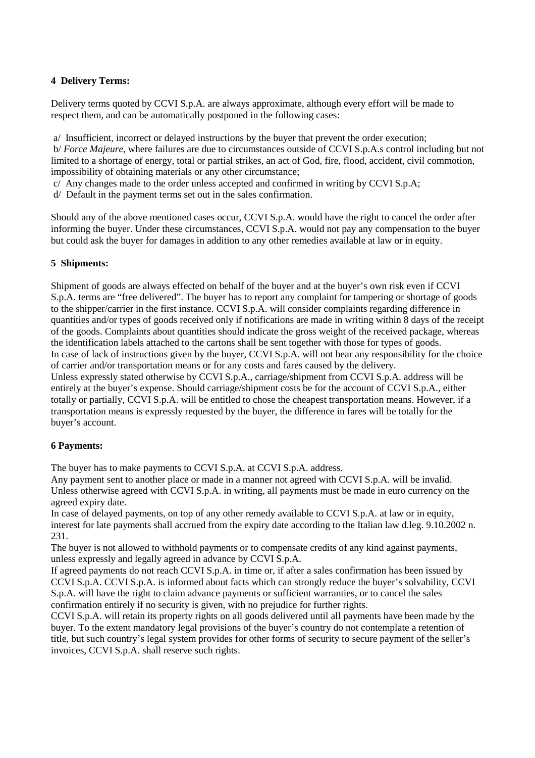**4 Delivery Terms:**

Delivery terms quoted by CCVI S.p.A. are always approximate, although every effort will be made to respect them, and can be automatically postponed in the following cases:

a/ Insufficient, incorrect or delayed instructions by the buyer that prevent the order execution;
b/ *Force Majeure*, where failures are due to circumstances outside of CCVI S.p.A.s control including but not limited to a shortage of energy, total or partial strikes, an act of God, fire, flood, accident, civil commotion, impossibility of obtaining materials or any other circumstance;
c/ Any changes made to the order unless accepted and confirmed in writing by CCVI S.p.A;
d/ Default in the payment terms set out in the sales confirmation.

Should any of the above mentioned cases occur, CCVI S.p.A. would have the right to cancel the order after informing the buyer. Under these circumstances, CCVI S.p.A. would not pay any compensation to the buyer but could ask the buyer for damages in addition to any other remedies available at law or in equity.

**5 Shipments:**

Shipment of goods are always effected on behalf of the buyer and at the buyer's own risk even if CCVI S.p.A. terms are "free delivered". The buyer has to report any complaint for tampering or shortage of goods to the shipper/carrier in the first instance. CCVI S.p.A. will consider complaints regarding difference in quantities and/or types of goods received only if notifications are made in writing within 8 days of the receipt of the goods. Complaints about quantities should indicate the gross weight of the received package, whereas the identification labels attached to the cartons shall be sent together with those for types of goods.
In case of lack of instructions given by the buyer, CCVI S.p.A. will not bear any responsibility for the choice of carrier and/or transportation means or for any costs and fares caused by the delivery.
Unless expressly stated otherwise by CCVI S.p.A., carriage/shipment from CCVI S.p.A. address will be entirely at the buyer's expense. Should carriage/shipment costs be for the account of CCVI S.p.A., either totally or partially, CCVI S.p.A. will be entitled to chose the cheapest transportation means. However, if a transportation means is expressly requested by the buyer, the difference in fares will be totally for the buyer's account.

**6 Payments:**

The buyer has to make payments to CCVI S.p.A. at CCVI S.p.A. address.
Any payment sent to another place or made in a manner not agreed with CCVI S.p.A. will be invalid.
Unless otherwise agreed with CCVI S.p.A. in writing, all payments must be made in euro currency on the agreed expiry date.
In case of delayed payments, on top of any other remedy available to CCVI S.p.A. at law or in equity, interest for late payments shall accrued from the expiry date according to the Italian law d.leg. 9.10.2002 n. 231.
The buyer is not allowed to withhold payments or to compensate credits of any kind against payments, unless expressly and legally agreed in advance by CCVI S.p.A.
If agreed payments do not reach CCVI S.p.A. in time or, if after a sales confirmation has been issued by CCVI S.p.A. CCVI S.p.A. is informed about facts which can strongly reduce the buyer's solvability, CCVI S.p.A. will have the right to claim advance payments or sufficient warranties, or to cancel the sales confirmation entirely if no security is given, with no prejudice for further rights.
CCVI S.p.A. will retain its property rights on all goods delivered until all payments have been made by the buyer. To the extent mandatory legal provisions of the buyer's country do not contemplate a retention of title, but such country's legal system provides for other forms of security to secure payment of the seller's invoices, CCVI S.p.A. shall reserve such rights.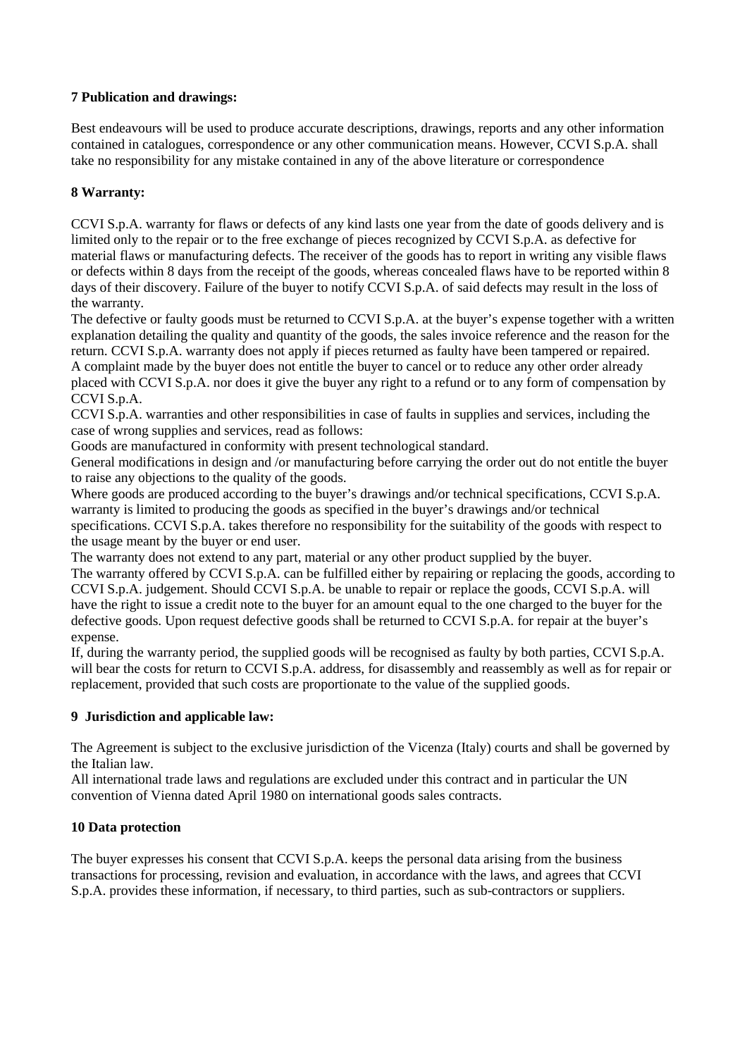**7 Publication and drawings:**

Best endeavours will be used to produce accurate descriptions, drawings, reports and any other information contained in catalogues, correspondence or any other communication means. However, CCVI S.p.A. shall take no responsibility for any mistake contained in any of the above literature or correspondence

**8 Warranty:**

CCVI S.p.A. warranty for flaws or defects of any kind lasts one year from the date of goods delivery and is limited only to the repair or to the free exchange of pieces recognized by CCVI S.p.A. as defective for material flaws or manufacturing defects. The receiver of the goods has to report in writing any visible flaws or defects within 8 days from the receipt of the goods, whereas concealed flaws have to be reported within 8 days of their discovery. Failure of the buyer to notify CCVI S.p.A. of said defects may result in the loss of the warranty.
The defective or faulty goods must be returned to CCVI S.p.A. at the buyer's expense together with a written explanation detailing the quality and quantity of the goods, the sales invoice reference and the reason for the return. CCVI S.p.A. warranty does not apply if pieces returned as faulty have been tampered or repaired.
A complaint made by the buyer does not entitle the buyer to cancel or to reduce any other order already placed with CCVI S.p.A. nor does it give the buyer any right to a refund or to any form of compensation by CCVI S.p.A.
CCVI S.p.A. warranties and other responsibilities in case of faults in supplies and services, including the case of wrong supplies and services, read as follows:
Goods are manufactured in conformity with present technological standard.
General modifications in design and /or manufacturing before carrying the order out do not entitle the buyer to raise any objections to the quality of the goods.
Where goods are produced according to the buyer's drawings and/or technical specifications, CCVI S.p.A. warranty is limited to producing the goods as specified in the buyer's drawings and/or technical specifications. CCVI S.p.A. takes therefore no responsibility for the suitability of the goods with respect to the usage meant by the buyer or end user.
The warranty does not extend to any part, material or any other product supplied by the buyer.
The warranty offered by CCVI S.p.A. can be fulfilled either by repairing or replacing the goods, according to CCVI S.p.A. judgement. Should CCVI S.p.A. be unable to repair or replace the goods, CCVI S.p.A. will have the right to issue a credit note to the buyer for an amount equal to the one charged to the buyer for the defective goods. Upon request defective goods shall be returned to CCVI S.p.A. for repair at the buyer's expense.
If, during the warranty period, the supplied goods will be recognised as faulty by both parties, CCVI S.p.A. will bear the costs for return to CCVI S.p.A. address, for disassembly and reassembly as well as for repair or replacement, provided that such costs are proportionate to the value of the supplied goods.

**9 Jurisdiction and applicable law:**

The Agreement is subject to the exclusive jurisdiction of the Vicenza (Italy) courts and shall be governed by the Italian law.
All international trade laws and regulations are excluded under this contract and in particular the UN convention of Vienna dated April 1980 on international goods sales contracts.

**10 Data protection**

The buyer expresses his consent that CCVI S.p.A. keeps the personal data arising from the business transactions for processing, revision and evaluation, in accordance with the laws, and agrees that CCVI S.p.A. provides these information, if necessary, to third parties, such as sub-contractors or suppliers.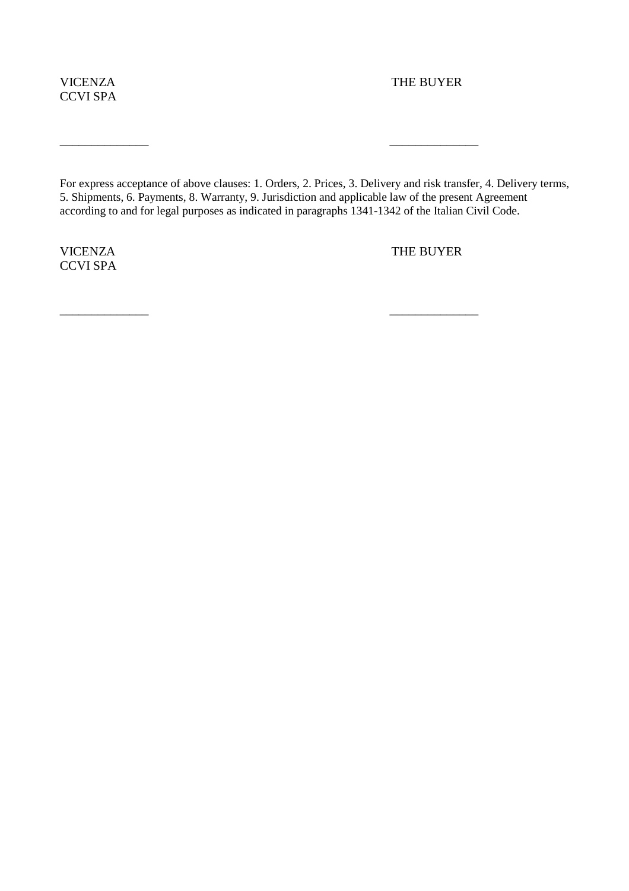VICENZA
CCVI SPA

THE BUYER

______________ ______________

For express acceptance of above clauses: 1. Orders, 2. Prices, 3. Delivery and risk transfer, 4. Delivery terms, 5. Shipments, 6. Payments, 8. Warranty, 9. Jurisdiction and applicable law of the present Agreement according to and for legal purposes as indicated in paragraphs 1341-1342 of the Italian Civil Code.

VICENZA
CCVI SPA

THE BUYER

______________ ______________